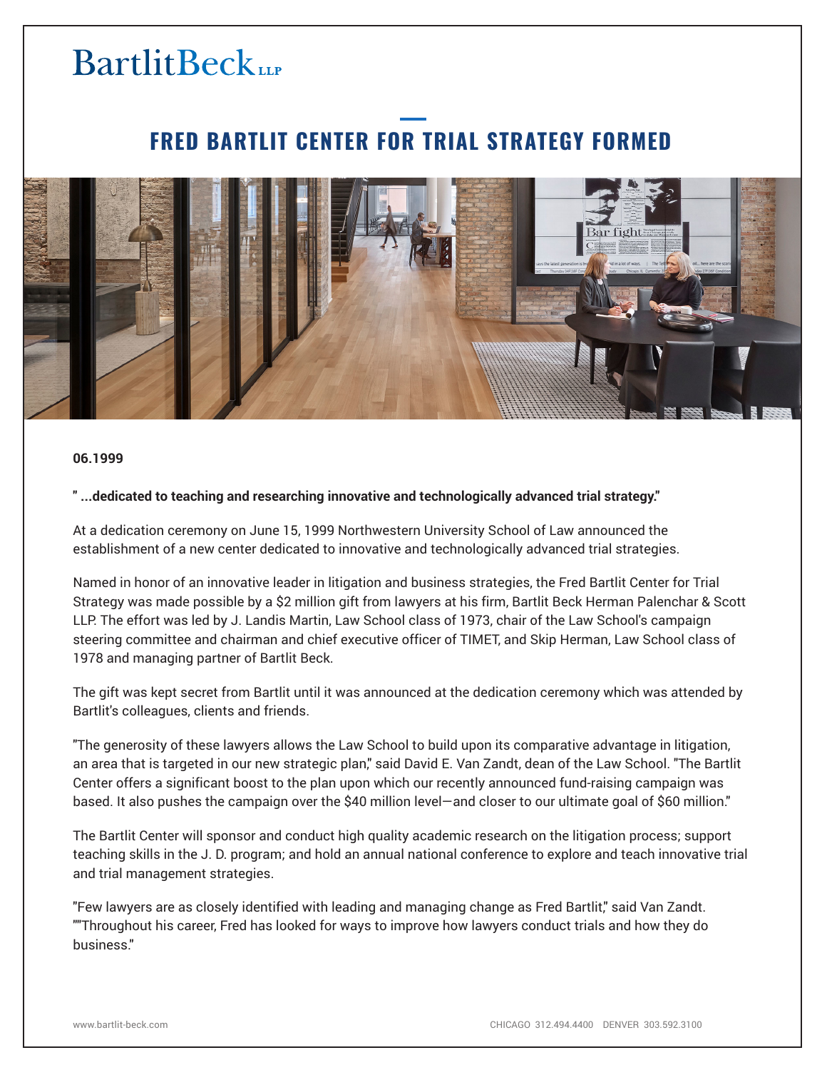BartlitBeck LLP

# FRED BARTLIT CENTER FOR TRIAL STRATEGY FORMED

**06.1999**

**" ...dedicated to teaching and researching innovative and technologically advanced trial strategy."**

At a dedication ceremony on June 15, 1999 Northwestern University School of Law announced the establishment of a new center dedicated to innovative and technologically advanced trial strategies.

Named in honor of an innovative leader in litigation and business strategies, the Fred Bartlit Center for Trial Strategy was made possible by a $2 million gift from lawyers at his firm, Bartlit Beck Herman Palenchar & Scott LLP. The effort was led by J. Landis Martin, Law School class of 1973, chair of the Law School's campaign steering committee and chairman and chief executive officer of TIMET, and Skip Herman, Law School class of 1978 and managing partner of Bartlit Beck.

The gift was kept secret from Bartlit until it was announced at the dedication ceremony which was attended by Bartlit's colleagues, clients and friends.

"The generosity of these lawyers allows the Law School to build upon its comparative advantage in litigation, an area that is targeted in our new strategic plan," said David E. Van Zandt, dean of the Law School. "The Bartlit Center offers a significant boost to the plan upon which our recently announced fund-raising campaign was based. It also pushes the campaign over the $40 million level—and closer to our ultimate goal of $60 million."

The Bartlit Center will sponsor and conduct high quality academic research on the litigation process; support teaching skills in the J. D. program; and hold an annual national conference to explore and teach innovative trial and trial management strategies.

"Few lawyers are as closely identified with leading and managing change as Fred Bartlit," said Van Zandt. ""Throughout his career, Fred has looked for ways to improve how lawyers conduct trials and how they do business."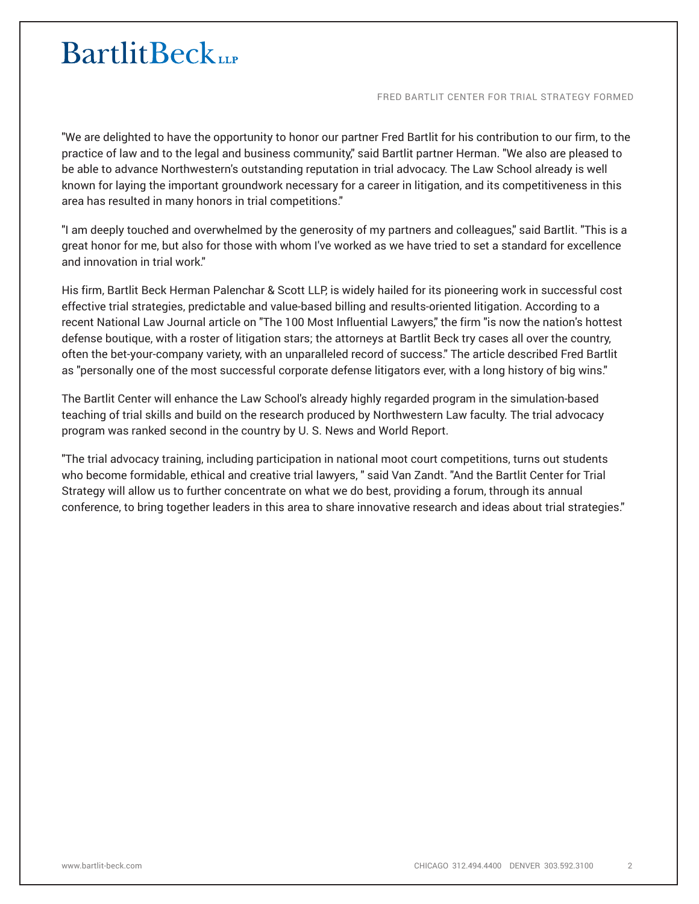"We are delighted to have the opportunity to honor our partner Fred Bartlit for his contribution to our firm, to the practice of law and to the legal and business community," said Bartlit partner Herman. "We also are pleased to be able to advance Northwestern's outstanding reputation in trial advocacy. The Law School already is well known for laying the important groundwork necessary for a career in litigation, and its competitiveness in this area has resulted in many honors in trial competitions."

"I am deeply touched and overwhelmed by the generosity of my partners and colleagues," said Bartlit. "This is a great honor for me, but also for those with whom I've worked as we have tried to set a standard for excellence and innovation in trial work."

His firm, Bartlit Beck Herman Palenchar & Scott LLP, is widely hailed for its pioneering work in successful cost effective trial strategies, predictable and value-based billing and results-oriented litigation. According to a recent National Law Journal article on "The 100 Most Influential Lawyers," the firm "is now the nation's hottest defense boutique, with a roster of litigation stars; the attorneys at Bartlit Beck try cases all over the country, often the bet-your-company variety, with an unparalleled record of success." The article described Fred Bartlit as "personally one of the most successful corporate defense litigators ever, with a long history of big wins."

The Bartlit Center will enhance the Law School's already highly regarded program in the simulation-based teaching of trial skills and build on the research produced by Northwestern Law faculty. The trial advocacy program was ranked second in the country by U. S. News and World Report.

"The trial advocacy training, including participation in national moot court competitions, turns out students who become formidable, ethical and creative trial lawyers, " said Van Zandt. "And the Bartlit Center for Trial Strategy will allow us to further concentrate on what we do best, providing a forum, through its annual conference, to bring together leaders in this area to share innovative research and ideas about trial strategies."